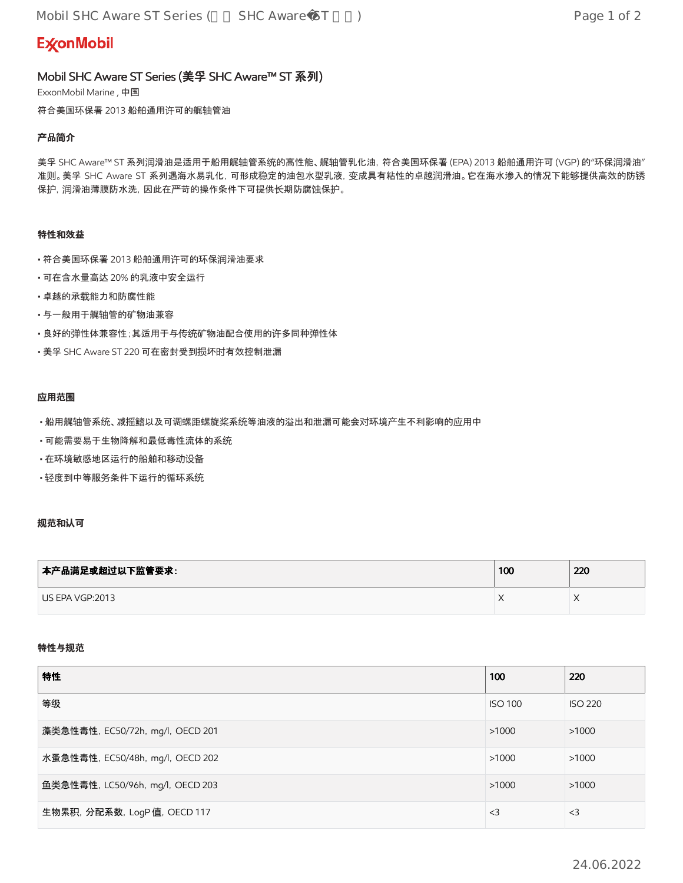ExxonMobil

# Mobil SHC Aware ST Series (美孚 SHC Aware™ ST 系列)

ExxonMobil Marine , 中国

符合美国环保署 2013 船舶通用许可的艉轴管油

### 产品简介

美孚 SHC Aware™ ST 系列润滑油是适用于船用艉轴管系统的高性能、艉轴管乳化油，符合美国环保署 (EPA) 2013 船舶通用许可 (VGP) 的"环保润滑油"准则。美孚 SHC Aware ST 系列遇海水易乳化，可形成稳定的油包水型乳液，变成具有粘性的卓越润滑油。它在海水渗入的情况下能够提供高效的防锈保护，润滑油薄膜防水洗，因此在严苛的操作条件下可提供长期防腐蚀保护。

### 特性和效益

- 符合美国环保署 2013 船舶通用许可的环保润滑油要求
- 可在含水量高达 20% 的乳液中安全运行
- 卓越的承载能力和防腐性能
- 与一般用于艉轴管的矿物油兼容
- 良好的弹性体兼容性；其适用于与传统矿物油配合使用的许多同种弹性体
- 美孚 SHC Aware ST 220 可在密封受到损坏时有效控制泄漏

### 应用范围

- 船用艉轴管系统、减摇鳍以及可调螺距螺旋桨系统等油液的溢出和泄漏可能会对环境产生不利影响的应用中
- 可能需要易于生物降解和最低毒性流体的系统
- 在环境敏感地区运行的船舶和移动设备
- 轻度到中等服务条件下运行的循环系统

### 规范和认可

| 本产品满足或超过以下监管要求： | 100 | 220 |
|---|---|---|
| US EPA VGP:2013 | X | X |

### 特性与规范

| 特性 | 100 | 220 |
|---|---|---|
| 等级 | ISO 100 | ISO 220 |
| 藻类急性毒性，EC50/72h，mg/l，OECD 201 | >1000 | >1000 |
| 水蚤急性毒性，EC50/48h，mg/l，OECD 202 | >1000 | >1000 |
| 鱼类急性毒性，LC50/96h，mg/l，OECD 203 | >1000 | >1000 |
| 生物累积，分配系数，LogP 值，OECD 117 | <3 | <3 |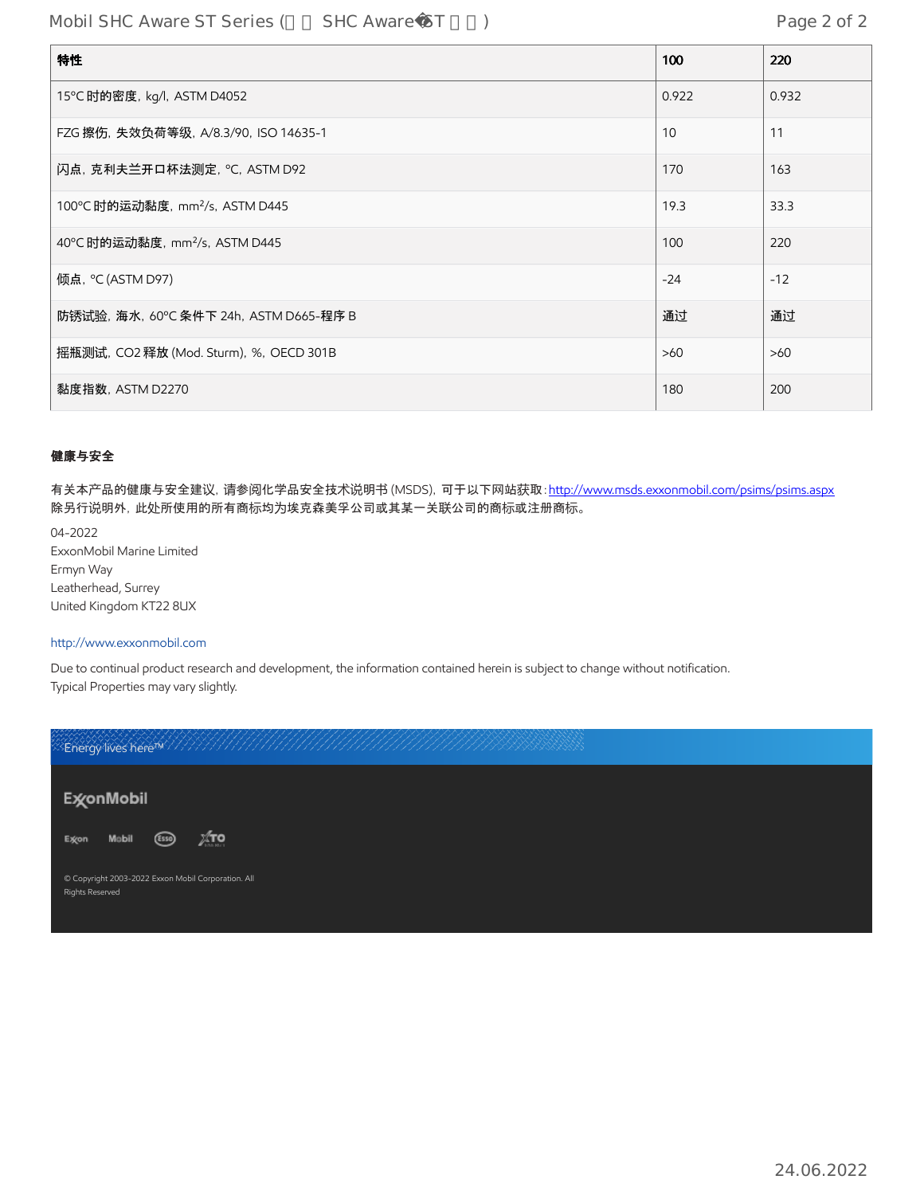| 特性 | 100 | 220 |
|---|---|---|
| 15°C 时的密度，kg/l，ASTM D4052 | 0.922 | 0.932 |
| FZG 擦伤，失效负荷等级，A/8.3/90，ISO 14635-1 | 10 | 11 |
| 闪点，克利夫兰开口杯法测定，°C，ASTM D92 | 170 | 163 |
| 100°C 时的运动黏度，$mm^2/s$，ASTM D445 | 19.3 | 33.3 |
| 40°C 时的运动黏度，$mm^2/s$，ASTM D445 | 100 | 220 |
| 倾点，°C (ASTM D97) | -24 | -12 |
| 防锈试验，海水，60°C 条件下 24h，ASTM D665-程序 B | 通过 | 通过 |
| 摇瓶测试，$CO_2$ 释放 (Mod. Sturm)，%，OECD 301B | >60 | >60 |
| 黏度指数，ASTM D2270 | 180 | 200 |

**健康与安全**

有关本产品的健康与安全建议，请参阅化学品安全技术说明书 (MSDS)，可于以下网站获取：http://www.msds.exxonmobil.com/psims/psims.aspx
除另行说明外，此处所使用的所有商标均为埃克森美孚公司或其某一关联公司的商标或注册商标。

04-2022
ExxonMobil Marine Limited
Ermyn Way
Leatherhead, Surrey
United Kingdom KT22 8UX

http://www.exxonmobil.com

Due to continual product research and development, the information contained herein is subject to change without notification.
Typical Properties may vary slightly.

Energy lives here™

ExxonMobil

Exxon Mobil Esso XTO

© Copyright 2003-2022 Exxon Mobil Corporation. All Rights Reserved

24.06.2022